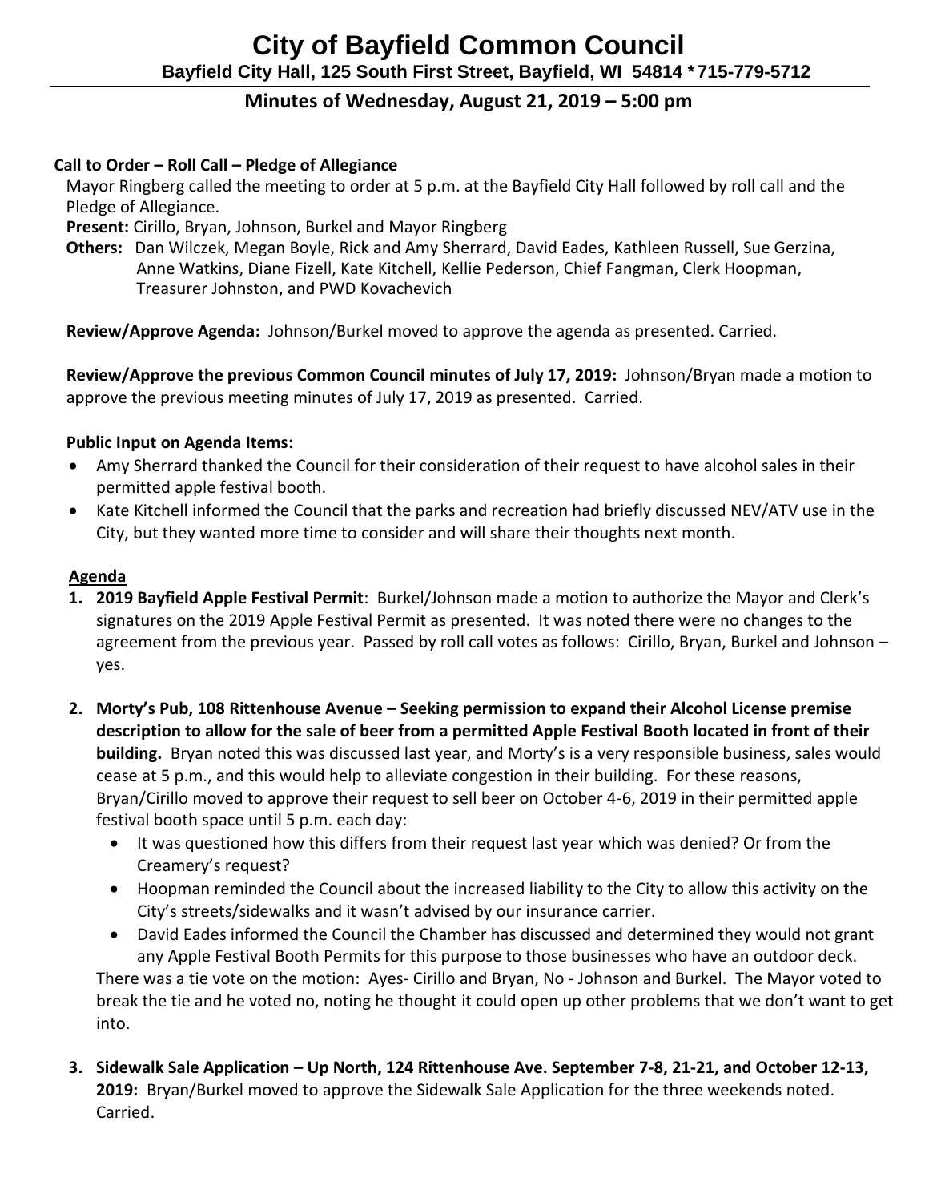# City of Bayfield Common Council

**Bayfield City Hall, 125 South First Street, Bayfield, WI 54814 * 715-779-5712**

## Minutes of Wednesday, August 21, 2019 – 5:00 pm

**Call to Order – Roll Call – Pledge of Allegiance**

Mayor Ringberg called the meeting to order at 5 p.m. at the Bayfield City Hall followed by roll call and the Pledge of Allegiance.

**Present:** Cirillo, Bryan, Johnson, Burkel and Mayor Ringberg

**Others:** Dan Wilczek, Megan Boyle, Rick and Amy Sherrard, David Eades, Kathleen Russell, Sue Gerzina, Anne Watkins, Diane Fizell, Kate Kitchell, Kellie Pederson, Chief Fangman, Clerk Hoopman, Treasurer Johnston, and PWD Kovachevich

**Review/Approve Agenda:** Johnson/Burkel moved to approve the agenda as presented. Carried.

**Review/Approve the previous Common Council minutes of July 17, 2019:** Johnson/Bryan made a motion to approve the previous meeting minutes of July 17, 2019 as presented. Carried.

**Public Input on Agenda Items:**

- Amy Sherrard thanked the Council for their consideration of their request to have alcohol sales in their permitted apple festival booth.
- Kate Kitchell informed the Council that the parks and recreation had briefly discussed NEV/ATV use in the City, but they wanted more time to consider and will share their thoughts next month.

**Agenda**

1. **2019 Bayfield Apple Festival Permit**: Burkel/Johnson made a motion to authorize the Mayor and Clerk's signatures on the 2019 Apple Festival Permit as presented. It was noted there were no changes to the agreement from the previous year. Passed by roll call votes as follows: Cirillo, Bryan, Burkel and Johnson – yes.

2. **Morty's Pub, 108 Rittenhouse Avenue – Seeking permission to expand their Alcohol License premise description to allow for the sale of beer from a permitted Apple Festival Booth located in front of their building.** Bryan noted this was discussed last year, and Morty's is a very responsible business, sales would cease at 5 p.m., and this would help to alleviate congestion in their building. For these reasons, Bryan/Cirillo moved to approve their request to sell beer on October 4-6, 2019 in their permitted apple festival booth space until 5 p.m. each day:
   - It was questioned how this differs from their request last year which was denied? Or from the Creamery's request?
   - Hoopman reminded the Council about the increased liability to the City to allow this activity on the City's streets/sidewalks and it wasn't advised by our insurance carrier.
   - David Eades informed the Council the Chamber has discussed and determined they would not grant any Apple Festival Booth Permits for this purpose to those businesses who have an outdoor deck.

   There was a tie vote on the motion: Ayes- Cirillo and Bryan, No - Johnson and Burkel. The Mayor voted to break the tie and he voted no, noting he thought it could open up other problems that we don't want to get into.

3. **Sidewalk Sale Application – Up North, 124 Rittenhouse Ave. September 7-8, 21-21, and October 12-13, 2019:** Bryan/Burkel moved to approve the Sidewalk Sale Application for the three weekends noted. Carried.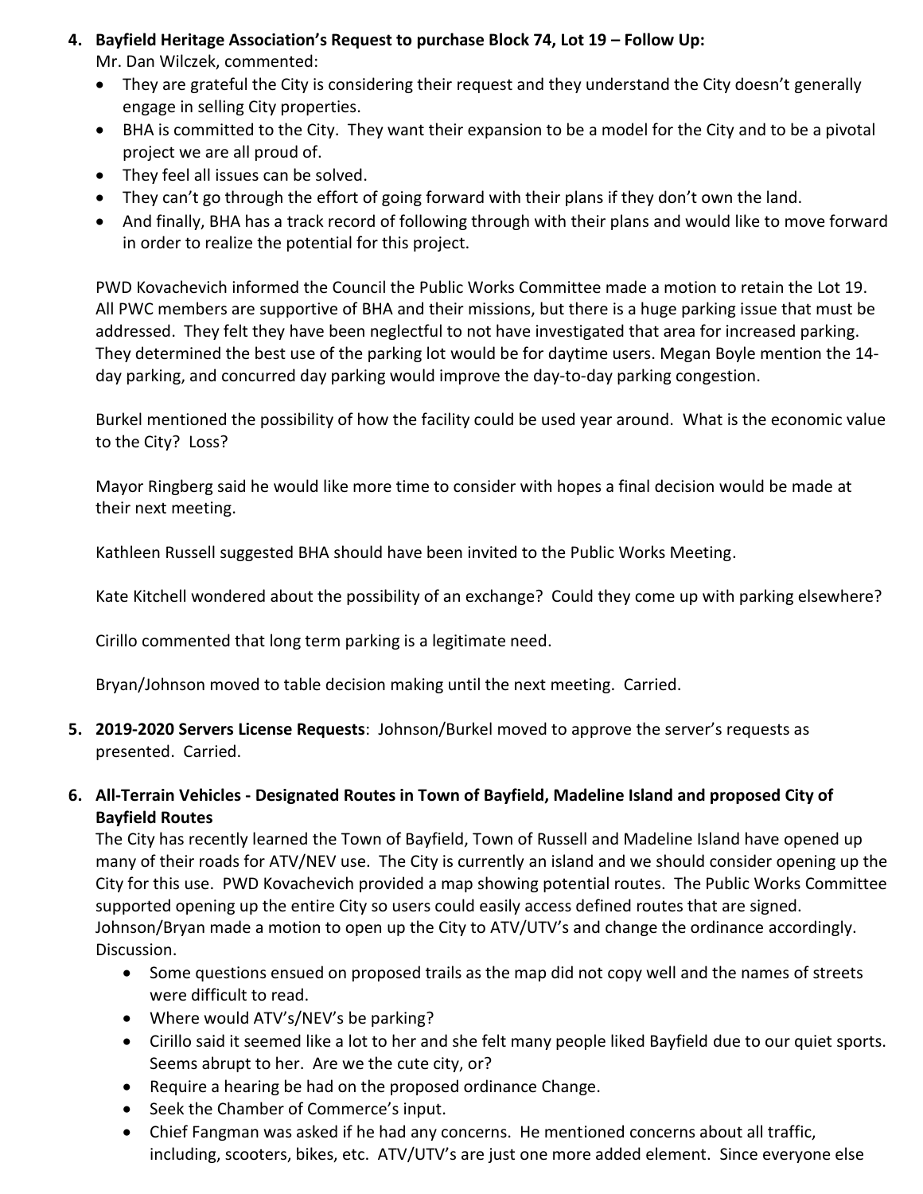4. **Bayfield Heritage Association's Request to purchase Block 74, Lot 19 – Follow Up:**
   Mr. Dan Wilczek, commented:
   - They are grateful the City is considering their request and they understand the City doesn't generally engage in selling City properties.
   - BHA is committed to the City. They want their expansion to be a model for the City and to be a pivotal project we are all proud of.
   - They feel all issues can be solved.
   - They can't go through the effort of going forward with their plans if they don't own the land.
   - And finally, BHA has a track record of following through with their plans and would like to move forward in order to realize the potential for this project.

   PWD Kovachevich informed the Council the Public Works Committee made a motion to retain the Lot 19. All PWC members are supportive of BHA and their missions, but there is a huge parking issue that must be addressed. They felt they have been neglectful to not have investigated that area for increased parking. They determined the best use of the parking lot would be for daytime users. Megan Boyle mention the 14-day parking, and concurred day parking would improve the day-to-day parking congestion.

   Burkel mentioned the possibility of how the facility could be used year around. What is the economic value to the City? Loss?

   Mayor Ringberg said he would like more time to consider with hopes a final decision would be made at their next meeting.

   Kathleen Russell suggested BHA should have been invited to the Public Works Meeting.

   Kate Kitchell wondered about the possibility of an exchange? Could they come up with parking elsewhere?

   Cirillo commented that long term parking is a legitimate need.

   Bryan/Johnson moved to table decision making until the next meeting. Carried.

5. **2019-2020 Servers License Requests**: Johnson/Burkel moved to approve the server's requests as presented. Carried.

6. **All-Terrain Vehicles - Designated Routes in Town of Bayfield, Madeline Island and proposed City of Bayfield Routes**
   The City has recently learned the Town of Bayfield, Town of Russell and Madeline Island have opened up many of their roads for ATV/NEV use. The City is currently an island and we should consider opening up the City for this use. PWD Kovachevich provided a map showing potential routes. The Public Works Committee supported opening up the entire City so users could easily access defined routes that are signed. Johnson/Bryan made a motion to open up the City to ATV/UTV's and change the ordinance accordingly. Discussion.
   - Some questions ensued on proposed trails as the map did not copy well and the names of streets were difficult to read.
   - Where would ATV's/NEV's be parking?
   - Cirillo said it seemed like a lot to her and she felt many people liked Bayfield due to our quiet sports. Seems abrupt to her. Are we the cute city, or?
   - Require a hearing be had on the proposed ordinance Change.
   - Seek the Chamber of Commerce's input.
   - Chief Fangman was asked if he had any concerns. He mentioned concerns about all traffic, including, scooters, bikes, etc. ATV/UTV's are just one more added element. Since everyone else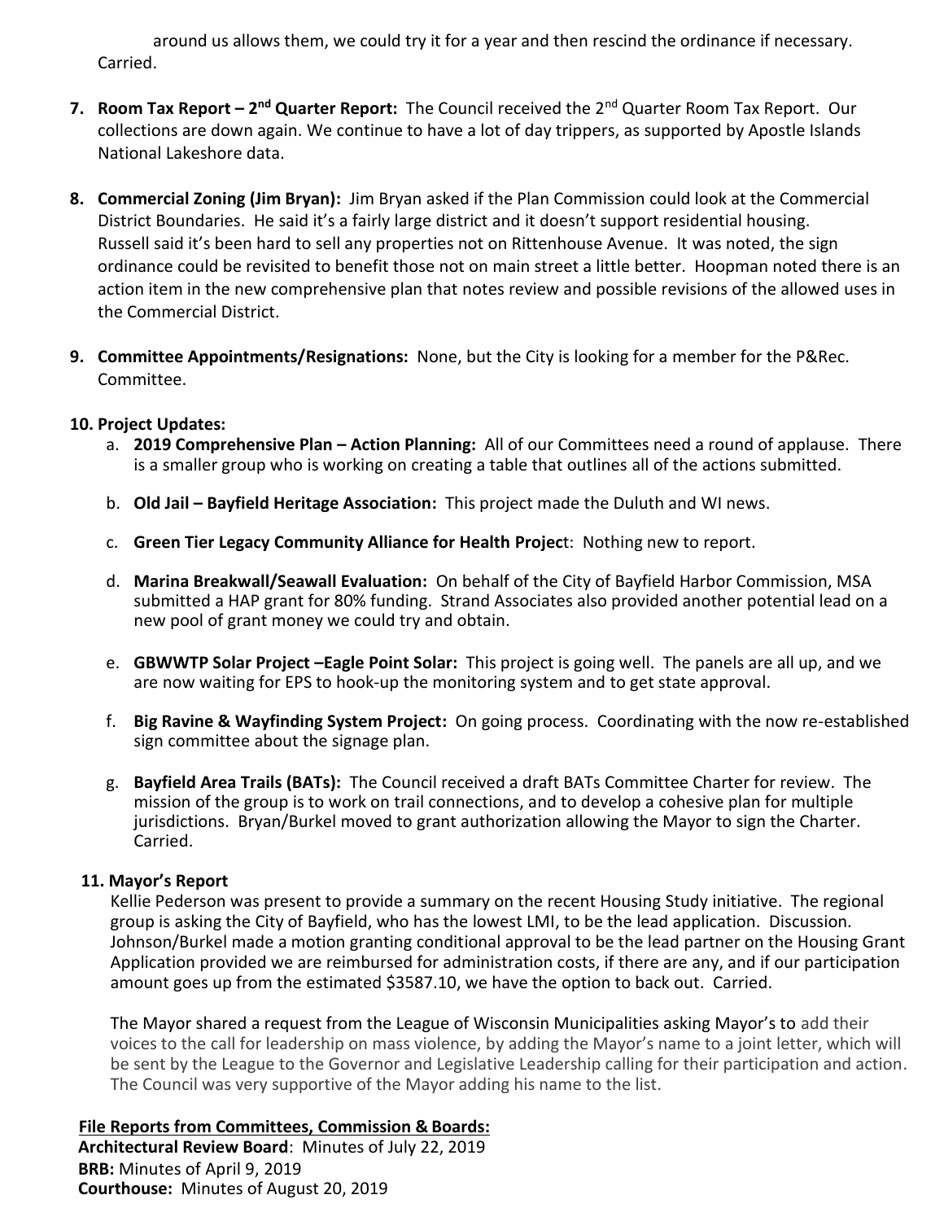around us allows them, we could try it for a year and then rescind the ordinance if necessary. Carried.

7. **Room Tax Report – 2nd Quarter Report:** The Council received the 2nd Quarter Room Tax Report. Our collections are down again. We continue to have a lot of day trippers, as supported by Apostle Islands National Lakeshore data.

8. **Commercial Zoning (Jim Bryan):** Jim Bryan asked if the Plan Commission could look at the Commercial District Boundaries. He said it's a fairly large district and it doesn't support residential housing. Russell said it's been hard to sell any properties not on Rittenhouse Avenue. It was noted, the sign ordinance could be revisited to benefit those not on main street a little better. Hoopman noted there is an action item in the new comprehensive plan that notes review and possible revisions of the allowed uses in the Commercial District.

9. **Committee Appointments/Resignations:** None, but the City is looking for a member for the P&Rec. Committee.

10. **Project Updates:**
    a. **2019 Comprehensive Plan – Action Planning:** All of our Committees need a round of applause. There is a smaller group who is working on creating a table that outlines all of the actions submitted.

    b. **Old Jail – Bayfield Heritage Association:** This project made the Duluth and WI news.

    c. **Green Tier Legacy Community Alliance for Health Project**: Nothing new to report.

    d. **Marina Breakwall/Seawall Evaluation:** On behalf of the City of Bayfield Harbor Commission, MSA submitted a HAP grant for 80% funding. Strand Associates also provided another potential lead on a new pool of grant money we could try and obtain.

    e. **GBWWTP Solar Project –Eagle Point Solar:** This project is going well. The panels are all up, and we are now waiting for EPS to hook-up the monitoring system and to get state approval.

    f. **Big Ravine & Wayfinding System Project:** On going process. Coordinating with the now re-established sign committee about the signage plan.

    g. **Bayfield Area Trails (BATs):** The Council received a draft BATs Committee Charter for review. The mission of the group is to work on trail connections, and to develop a cohesive plan for multiple jurisdictions. Bryan/Burkel moved to grant authorization allowing the Mayor to sign the Charter. Carried.

11. **Mayor's Report**

    Kellie Pederson was present to provide a summary on the recent Housing Study initiative. The regional group is asking the City of Bayfield, who has the lowest LMI, to be the lead application. Discussion. Johnson/Burkel made a motion granting conditional approval to be the lead partner on the Housing Grant Application provided we are reimbursed for administration costs, if there are any, and if our participation amount goes up from the estimated $3587.10, we have the option to back out. Carried.

    The Mayor shared a request from the League of Wisconsin Municipalities asking Mayor's to add their voices to the call for leadership on mass violence, by adding the Mayor's name to a joint letter, which will be sent by the League to the Governor and Legislative Leadership calling for their participation and action. The Council was very supportive of the Mayor adding his name to the list.

**File Reports from Committees, Commission & Boards:**

**Architectural Review Board**: Minutes of July 22, 2019
**BRB:** Minutes of April 9, 2019
**Courthouse:** Minutes of August 20, 2019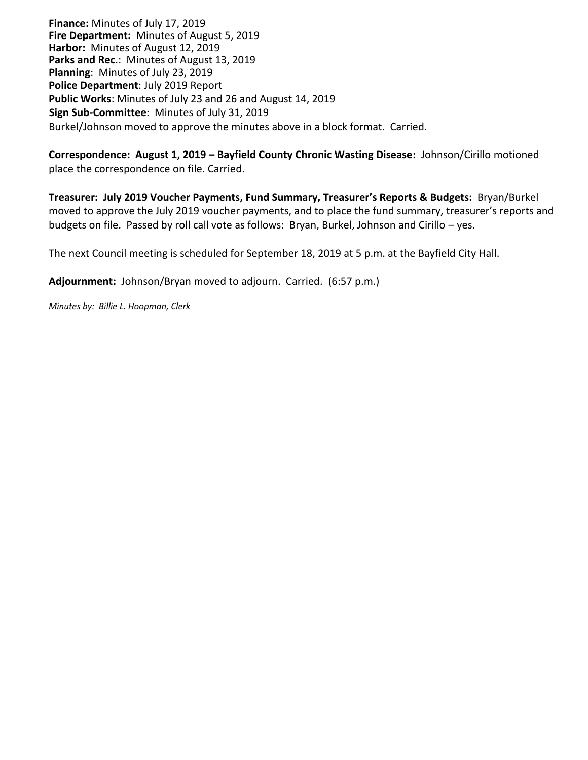**Finance:** Minutes of July 17, 2019
**Fire Department:** Minutes of August 5, 2019
**Harbor:** Minutes of August 12, 2019
**Parks and Rec.**: Minutes of August 13, 2019
**Planning**: Minutes of July 23, 2019
**Police Department**: July 2019 Report
**Public Works**: Minutes of July 23 and 26 and August 14, 2019
**Sign Sub-Committee**: Minutes of July 31, 2019
Burkel/Johnson moved to approve the minutes above in a block format. Carried.

**Correspondence: August 1, 2019 – Bayfield County Chronic Wasting Disease:** Johnson/Cirillo motioned place the correspondence on file. Carried.

**Treasurer: July 2019 Voucher Payments, Fund Summary, Treasurer's Reports & Budgets:** Bryan/Burkel moved to approve the July 2019 voucher payments, and to place the fund summary, treasurer's reports and budgets on file. Passed by roll call vote as follows: Bryan, Burkel, Johnson and Cirillo – yes.

The next Council meeting is scheduled for September 18, 2019 at 5 p.m. at the Bayfield City Hall.

**Adjournment:** Johnson/Bryan moved to adjourn. Carried. (6:57 p.m.)

*Minutes by: Billie L. Hoopman, Clerk*